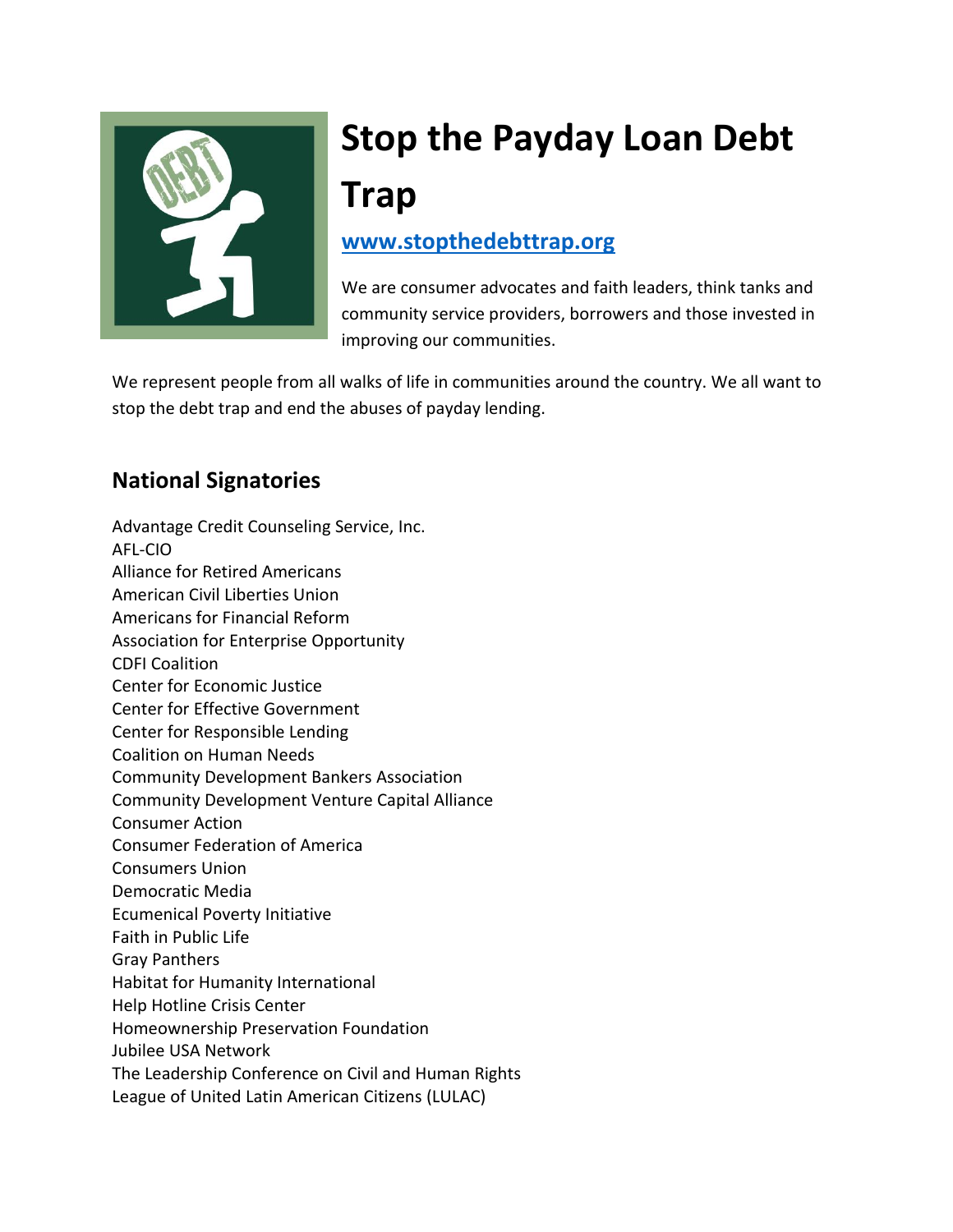# Stop the Payday Loan Debt Trap

**www.stopthedebttrap.org**

We are consumer advocates and faith leaders, think tanks and community service providers, borrowers and those invested in improving our communities.

We represent people from all walks of life in communities around the country. We all want to stop the debt trap and end the abuses of payday lending.

## National Signatories

Advantage Credit Counseling Service, Inc.
AFL-CIO
Alliance for Retired Americans
American Civil Liberties Union
Americans for Financial Reform
Association for Enterprise Opportunity
CDFI Coalition
Center for Economic Justice
Center for Effective Government
Center for Responsible Lending
Coalition on Human Needs
Community Development Bankers Association
Community Development Venture Capital Alliance
Consumer Action
Consumer Federation of America
Consumers Union
Democratic Media
Ecumenical Poverty Initiative
Faith in Public Life
Gray Panthers
Habitat for Humanity International
Help Hotline Crisis Center
Homeownership Preservation Foundation
Jubilee USA Network
The Leadership Conference on Civil and Human Rights
League of United Latin American Citizens (LULAC)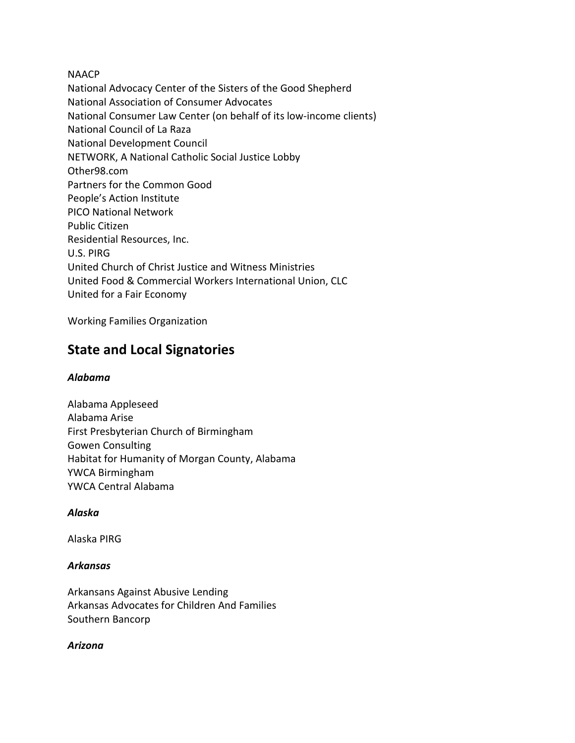NAACP
National Advocacy Center of the Sisters of the Good Shepherd
National Association of Consumer Advocates
National Consumer Law Center (on behalf of its low-income clients)
National Council of La Raza
National Development Council
NETWORK, A National Catholic Social Justice Lobby
Other98.com
Partners for the Common Good
People's Action Institute
PICO National Network
Public Citizen
Residential Resources, Inc.
U.S. PIRG
United Church of Christ Justice and Witness Ministries
United Food & Commercial Workers International Union, CLC
United for a Fair Economy

Working Families Organization

## State and Local Signatories

### *Alabama*

Alabama Appleseed
Alabama Arise
First Presbyterian Church of Birmingham
Gowen Consulting
Habitat for Humanity of Morgan County, Alabama
YWCA Birmingham
YWCA Central Alabama

### *Alaska*

Alaska PIRG

### *Arkansas*

Arkansans Against Abusive Lending
Arkansas Advocates for Children And Families
Southern Bancorp

### *Arizona*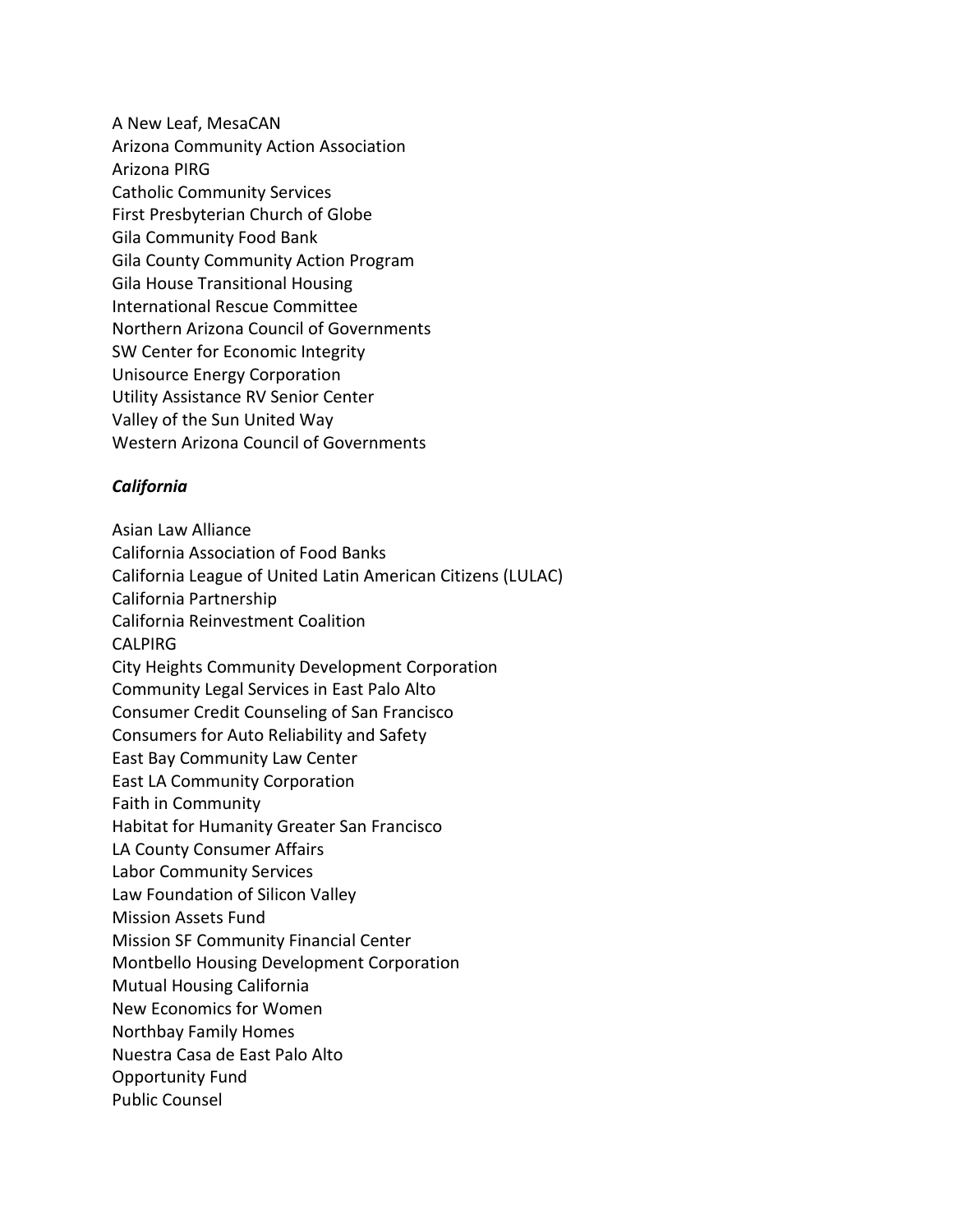A New Leaf, MesaCAN
Arizona Community Action Association
Arizona PIRG
Catholic Community Services
First Presbyterian Church of Globe
Gila Community Food Bank
Gila County Community Action Program
Gila House Transitional Housing
International Rescue Committee
Northern Arizona Council of Governments
SW Center for Economic Integrity
Unisource Energy Corporation
Utility Assistance RV Senior Center
Valley of the Sun United Way
Western Arizona Council of Governments

***California***

Asian Law Alliance
California Association of Food Banks
California League of United Latin American Citizens (LULAC)
California Partnership
California Reinvestment Coalition
CALPIRG
City Heights Community Development Corporation
Community Legal Services in East Palo Alto
Consumer Credit Counseling of San Francisco
Consumers for Auto Reliability and Safety
East Bay Community Law Center
East LA Community Corporation
Faith in Community
Habitat for Humanity Greater San Francisco
LA County Consumer Affairs
Labor Community Services
Law Foundation of Silicon Valley
Mission Assets Fund
Mission SF Community Financial Center
Montbello Housing Development Corporation
Mutual Housing California
New Economics for Women
Northbay Family Homes
Nuestra Casa de East Palo Alto
Opportunity Fund
Public Counsel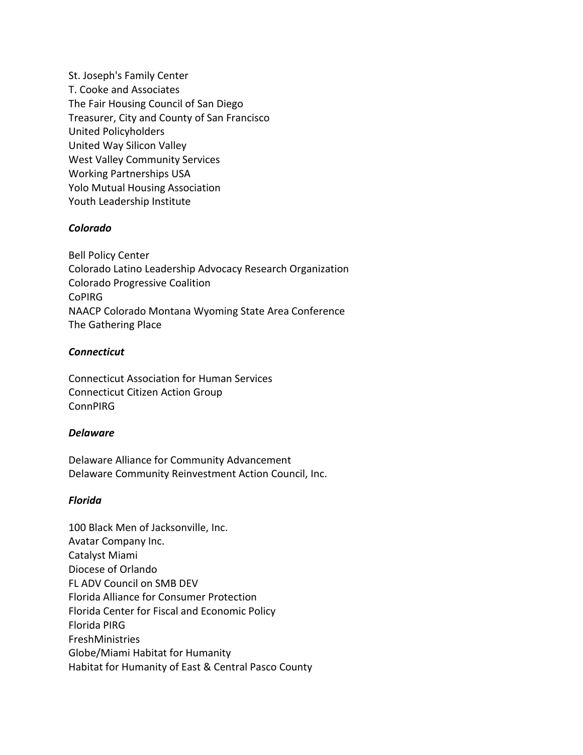St. Joseph's Family Center
T. Cooke and Associates
The Fair Housing Council of San Diego
Treasurer, City and County of San Francisco
United Policyholders
United Way Silicon Valley
West Valley Community Services
Working Partnerships USA
Yolo Mutual Housing Association
Youth Leadership Institute

***Colorado***

Bell Policy Center
Colorado Latino Leadership Advocacy Research Organization
Colorado Progressive Coalition
CoPIRG
NAACP Colorado Montana Wyoming State Area Conference
The Gathering Place

***Connecticut***

Connecticut Association for Human Services
Connecticut Citizen Action Group
ConnPIRG

***Delaware***

Delaware Alliance for Community Advancement
Delaware Community Reinvestment Action Council, Inc.

***Florida***

100 Black Men of Jacksonville, Inc.
Avatar Company Inc.
Catalyst Miami
Diocese of Orlando
FL ADV Council on SMB DEV
Florida Alliance for Consumer Protection
Florida Center for Fiscal and Economic Policy
Florida PIRG
FreshMinistries
Globe/Miami Habitat for Humanity
Habitat for Humanity of East & Central Pasco County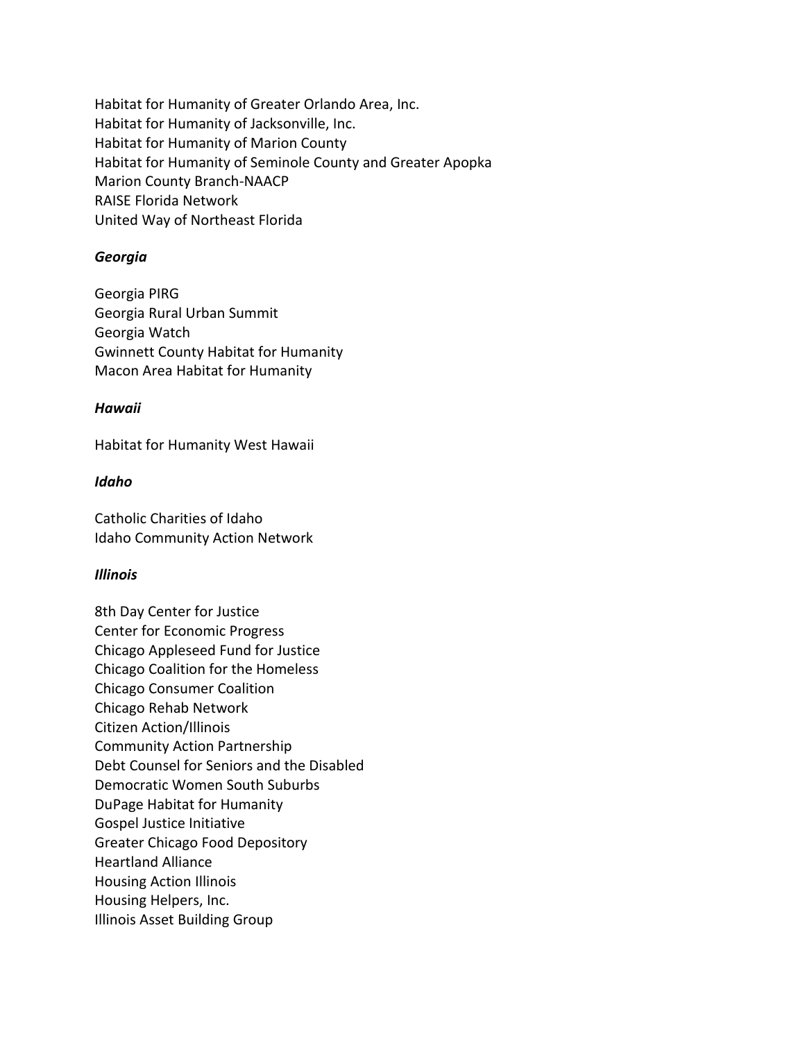Habitat for Humanity of Greater Orlando Area, Inc.
Habitat for Humanity of Jacksonville, Inc.
Habitat for Humanity of Marion County
Habitat for Humanity of Seminole County and Greater Apopka
Marion County Branch-NAACP
RAISE Florida Network
United Way of Northeast Florida

***Georgia***

Georgia PIRG
Georgia Rural Urban Summit
Georgia Watch
Gwinnett County Habitat for Humanity
Macon Area Habitat for Humanity

***Hawaii***

Habitat for Humanity West Hawaii

***Idaho***

Catholic Charities of Idaho
Idaho Community Action Network

***Illinois***

8th Day Center for Justice
Center for Economic Progress
Chicago Appleseed Fund for Justice
Chicago Coalition for the Homeless
Chicago Consumer Coalition
Chicago Rehab Network
Citizen Action/Illinois
Community Action Partnership
Debt Counsel for Seniors and the Disabled
Democratic Women South Suburbs
DuPage Habitat for Humanity
Gospel Justice Initiative
Greater Chicago Food Depository
Heartland Alliance
Housing Action Illinois
Housing Helpers, Inc.
Illinois Asset Building Group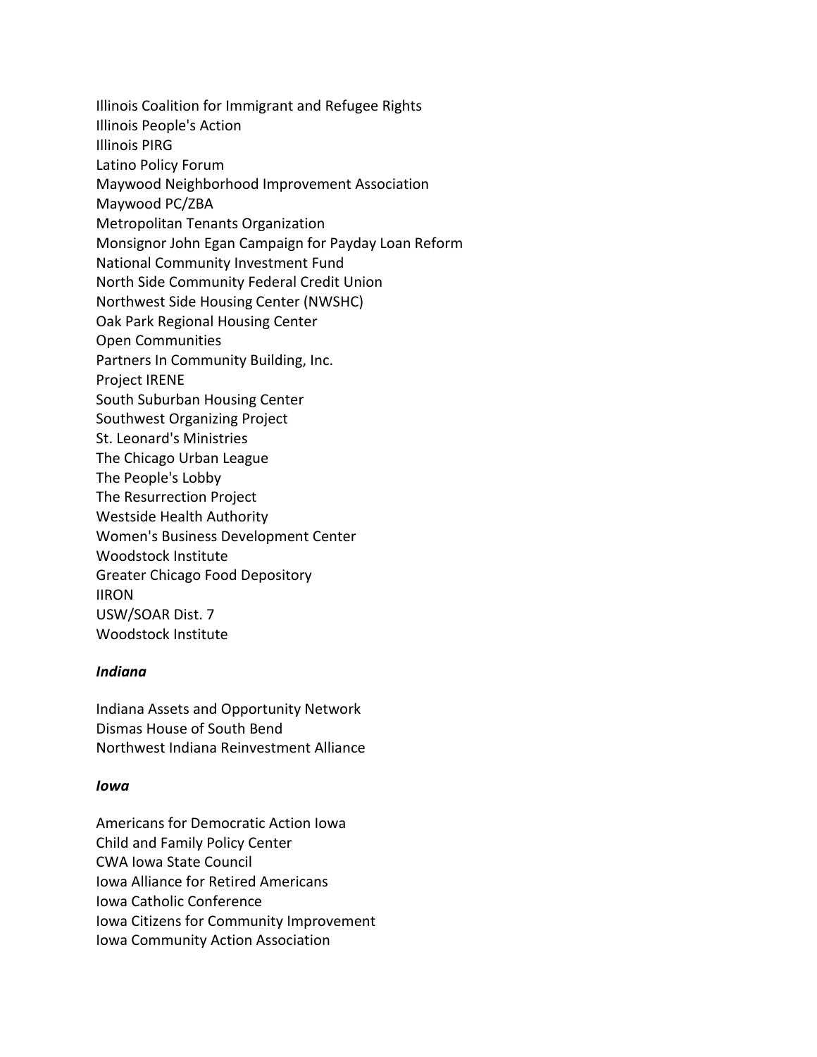Illinois Coalition for Immigrant and Refugee Rights
Illinois People's Action
Illinois PIRG
Latino Policy Forum
Maywood Neighborhood Improvement Association
Maywood PC/ZBA
Metropolitan Tenants Organization
Monsignor John Egan Campaign for Payday Loan Reform
National Community Investment Fund
North Side Community Federal Credit Union
Northwest Side Housing Center (NWSHC)
Oak Park Regional Housing Center
Open Communities
Partners In Community Building, Inc.
Project IRENE
South Suburban Housing Center
Southwest Organizing Project
St. Leonard's Ministries
The Chicago Urban League
The People's Lobby
The Resurrection Project
Westside Health Authority
Women's Business Development Center
Woodstock Institute
Greater Chicago Food Depository
IIRON
USW/SOAR Dist. 7
Woodstock Institute

***Indiana***

Indiana Assets and Opportunity Network
Dismas House of South Bend
Northwest Indiana Reinvestment Alliance

***Iowa***

Americans for Democratic Action Iowa
Child and Family Policy Center
CWA Iowa State Council
Iowa Alliance for Retired Americans
Iowa Catholic Conference
Iowa Citizens for Community Improvement
Iowa Community Action Association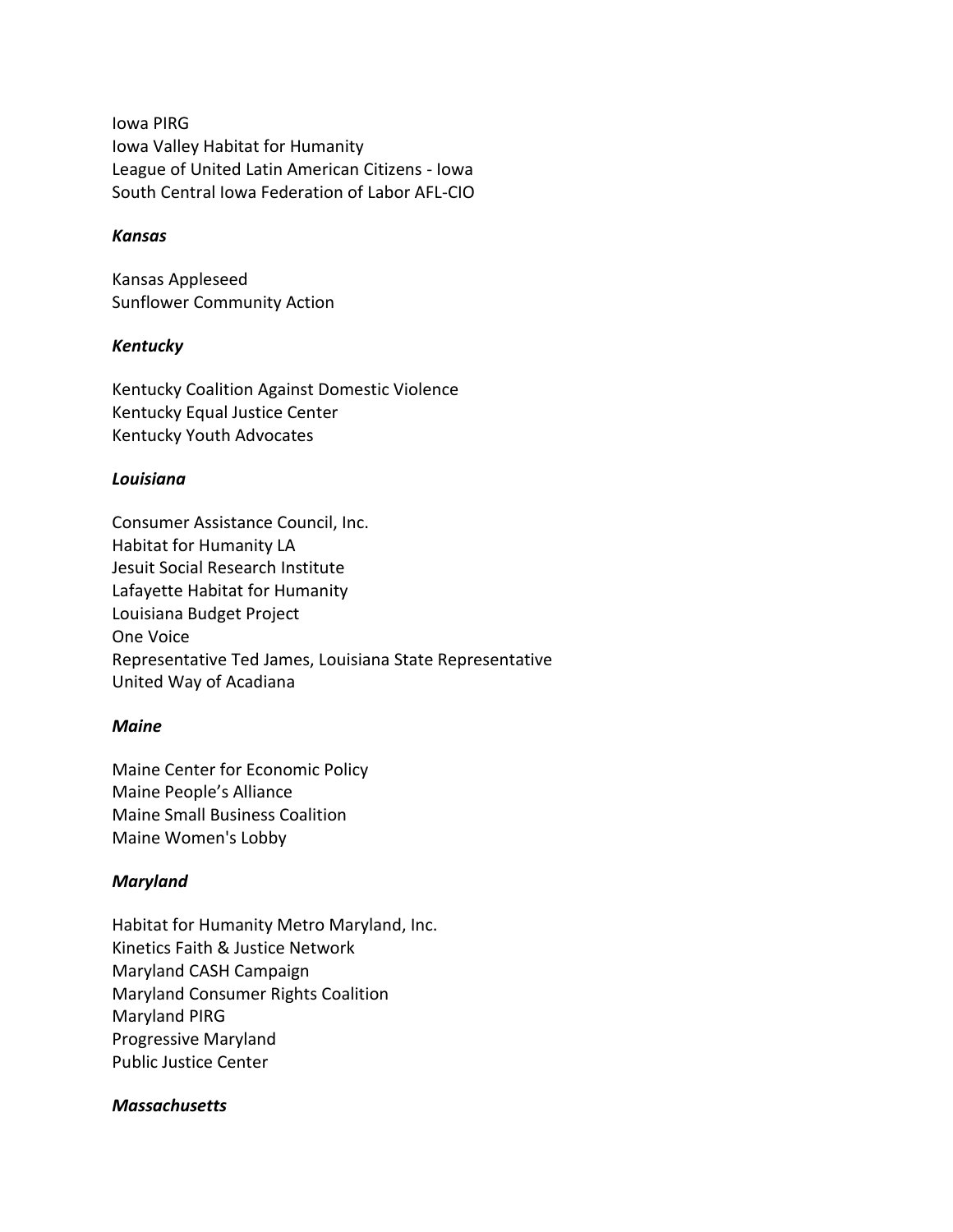Iowa PIRG
Iowa Valley Habitat for Humanity
League of United Latin American Citizens - Iowa
South Central Iowa Federation of Labor AFL-CIO

***Kansas***

Kansas Appleseed
Sunflower Community Action

***Kentucky***

Kentucky Coalition Against Domestic Violence
Kentucky Equal Justice Center
Kentucky Youth Advocates

***Louisiana***

Consumer Assistance Council, Inc.
Habitat for Humanity LA
Jesuit Social Research Institute
Lafayette Habitat for Humanity
Louisiana Budget Project
One Voice
Representative Ted James, Louisiana State Representative
United Way of Acadiana

***Maine***

Maine Center for Economic Policy
Maine People's Alliance
Maine Small Business Coalition
Maine Women's Lobby

***Maryland***

Habitat for Humanity Metro Maryland, Inc.
Kinetics Faith & Justice Network
Maryland CASH Campaign
Maryland Consumer Rights Coalition
Maryland PIRG
Progressive Maryland
Public Justice Center

***Massachusetts***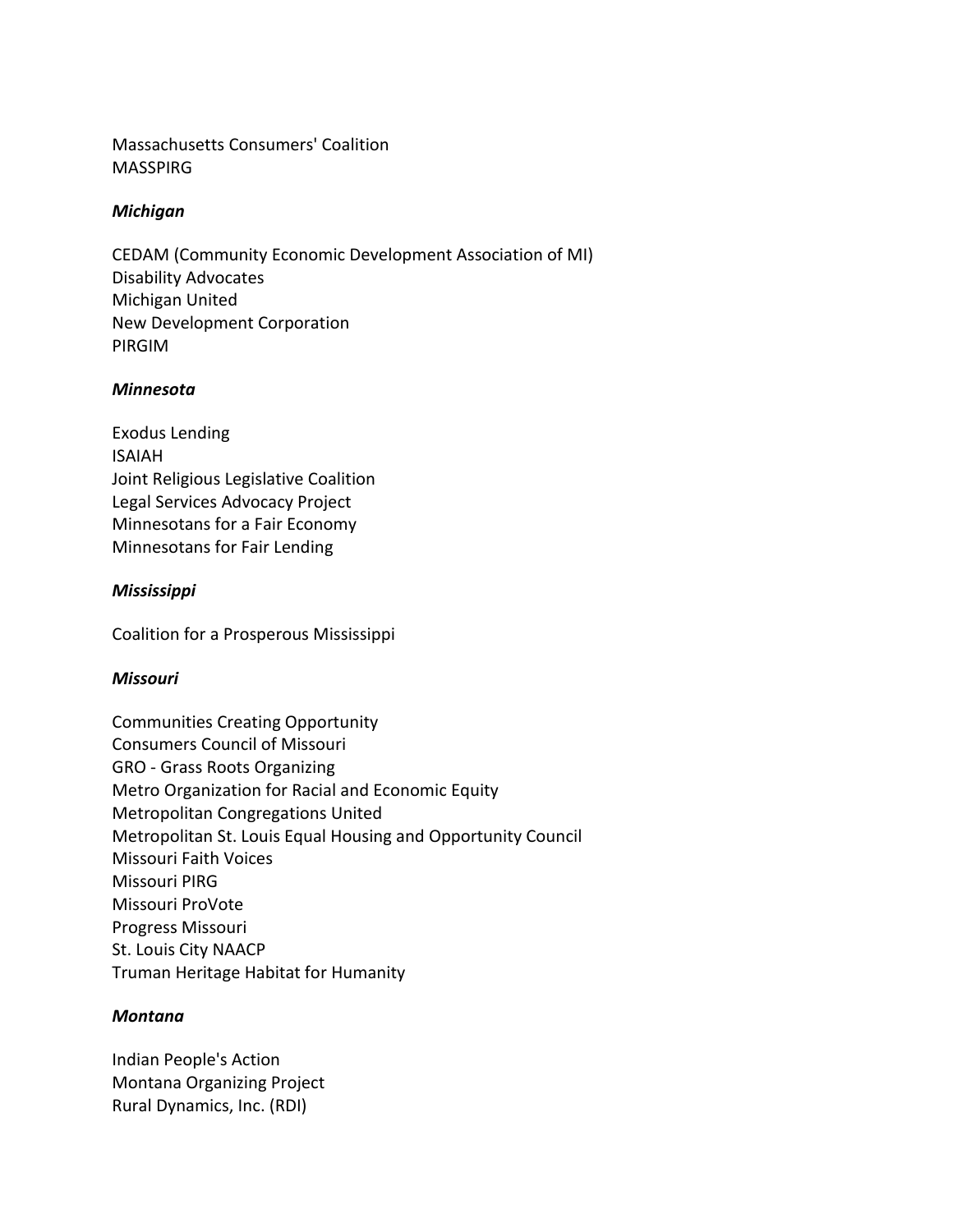Massachusetts Consumers' Coalition
MASSPIRG

***Michigan***

CEDAM (Community Economic Development Association of MI)
Disability Advocates
Michigan United
New Development Corporation
PIRGIM

***Minnesota***

Exodus Lending
ISAIAH
Joint Religious Legislative Coalition
Legal Services Advocacy Project
Minnesotans for a Fair Economy
Minnesotans for Fair Lending

***Mississippi***

Coalition for a Prosperous Mississippi

***Missouri***

Communities Creating Opportunity
Consumers Council of Missouri
GRO - Grass Roots Organizing
Metro Organization for Racial and Economic Equity
Metropolitan Congregations United
Metropolitan St. Louis Equal Housing and Opportunity Council
Missouri Faith Voices
Missouri PIRG
Missouri ProVote
Progress Missouri
St. Louis City NAACP
Truman Heritage Habitat for Humanity

***Montana***

Indian People's Action
Montana Organizing Project
Rural Dynamics, Inc. (RDI)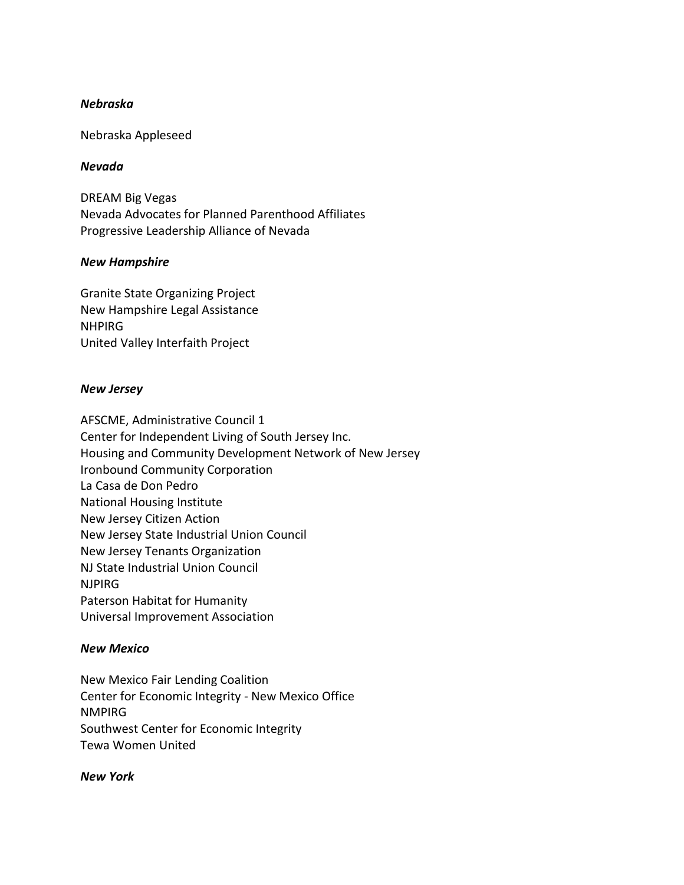*Nebraska*

Nebraska Appleseed

*Nevada*

DREAM Big Vegas
Nevada Advocates for Planned Parenthood Affiliates
Progressive Leadership Alliance of Nevada

*New Hampshire*

Granite State Organizing Project
New Hampshire Legal Assistance
NHPIRG
United Valley Interfaith Project

*New Jersey*

AFSCME, Administrative Council 1
Center for Independent Living of South Jersey Inc.
Housing and Community Development Network of New Jersey
Ironbound Community Corporation
La Casa de Don Pedro
National Housing Institute
New Jersey Citizen Action
New Jersey State Industrial Union Council
New Jersey Tenants Organization
NJ State Industrial Union Council
NJPIRG
Paterson Habitat for Humanity
Universal Improvement Association

*New Mexico*

New Mexico Fair Lending Coalition
Center for Economic Integrity - New Mexico Office
NMPIRG
Southwest Center for Economic Integrity
Tewa Women United

*New York*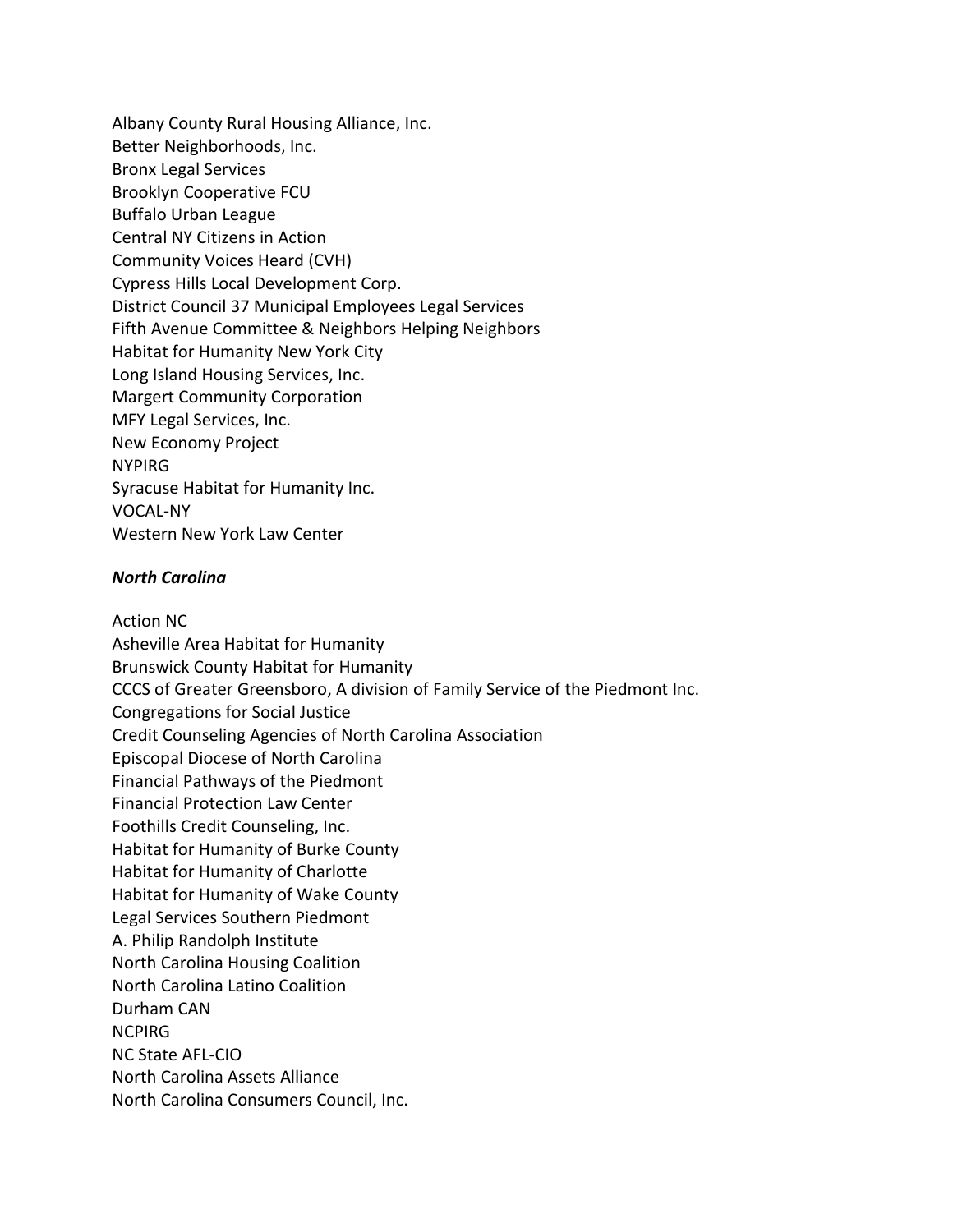Albany County Rural Housing Alliance, Inc.
Better Neighborhoods, Inc.
Bronx Legal Services
Brooklyn Cooperative FCU
Buffalo Urban League
Central NY Citizens in Action
Community Voices Heard (CVH)
Cypress Hills Local Development Corp.
District Council 37 Municipal Employees Legal Services
Fifth Avenue Committee & Neighbors Helping Neighbors
Habitat for Humanity New York City
Long Island Housing Services, Inc.
Margert Community Corporation
MFY Legal Services, Inc.
New Economy Project
NYPIRG
Syracuse Habitat for Humanity Inc.
VOCAL-NY
Western New York Law Center

***North Carolina***

Action NC
Asheville Area Habitat for Humanity
Brunswick County Habitat for Humanity
CCCS of Greater Greensboro, A division of Family Service of the Piedmont Inc.
Congregations for Social Justice
Credit Counseling Agencies of North Carolina Association
Episcopal Diocese of North Carolina
Financial Pathways of the Piedmont
Financial Protection Law Center
Foothills Credit Counseling, Inc.
Habitat for Humanity of Burke County
Habitat for Humanity of Charlotte
Habitat for Humanity of Wake County
Legal Services Southern Piedmont
A. Philip Randolph Institute
North Carolina Housing Coalition
North Carolina Latino Coalition
Durham CAN
NCPIRG
NC State AFL-CIO
North Carolina Assets Alliance
North Carolina Consumers Council, Inc.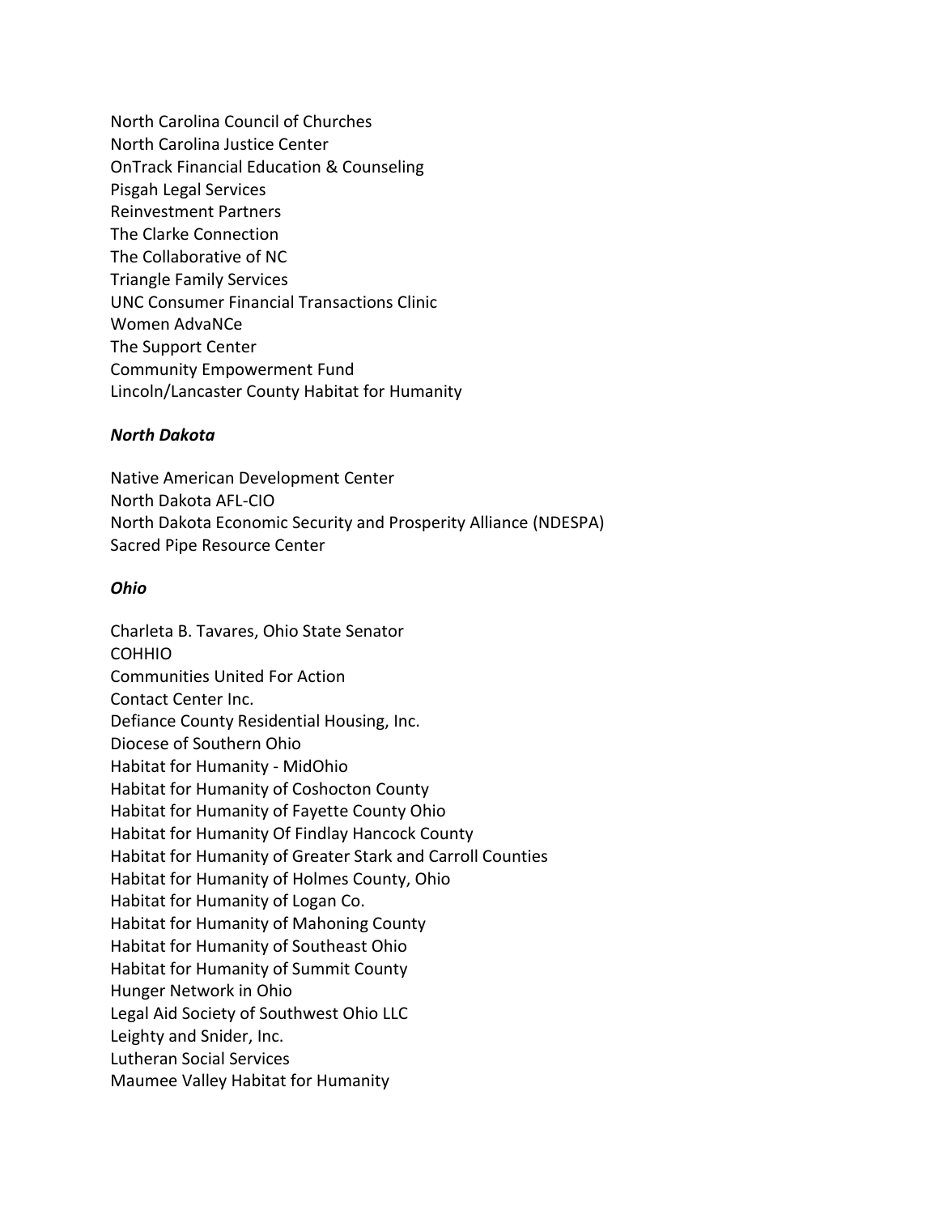North Carolina Council of Churches
North Carolina Justice Center
OnTrack Financial Education & Counseling
Pisgah Legal Services
Reinvestment Partners
The Clarke Connection
The Collaborative of NC
Triangle Family Services
UNC Consumer Financial Transactions Clinic
Women AdvaNCe
The Support Center
Community Empowerment Fund
Lincoln/Lancaster County Habitat for Humanity

***North Dakota***

Native American Development Center
North Dakota AFL-CIO
North Dakota Economic Security and Prosperity Alliance (NDESPA)
Sacred Pipe Resource Center

***Ohio***

Charleta B. Tavares, Ohio State Senator
COHHIO
Communities United For Action
Contact Center Inc.
Defiance County Residential Housing, Inc.
Diocese of Southern Ohio
Habitat for Humanity - MidOhio
Habitat for Humanity of Coshocton County
Habitat for Humanity of Fayette County Ohio
Habitat for Humanity Of Findlay Hancock County
Habitat for Humanity of Greater Stark and Carroll Counties
Habitat for Humanity of Holmes County, Ohio
Habitat for Humanity of Logan Co.
Habitat for Humanity of Mahoning County
Habitat for Humanity of Southeast Ohio
Habitat for Humanity of Summit County
Hunger Network in Ohio
Legal Aid Society of Southwest Ohio LLC
Leighty and Snider, Inc.
Lutheran Social Services
Maumee Valley Habitat for Humanity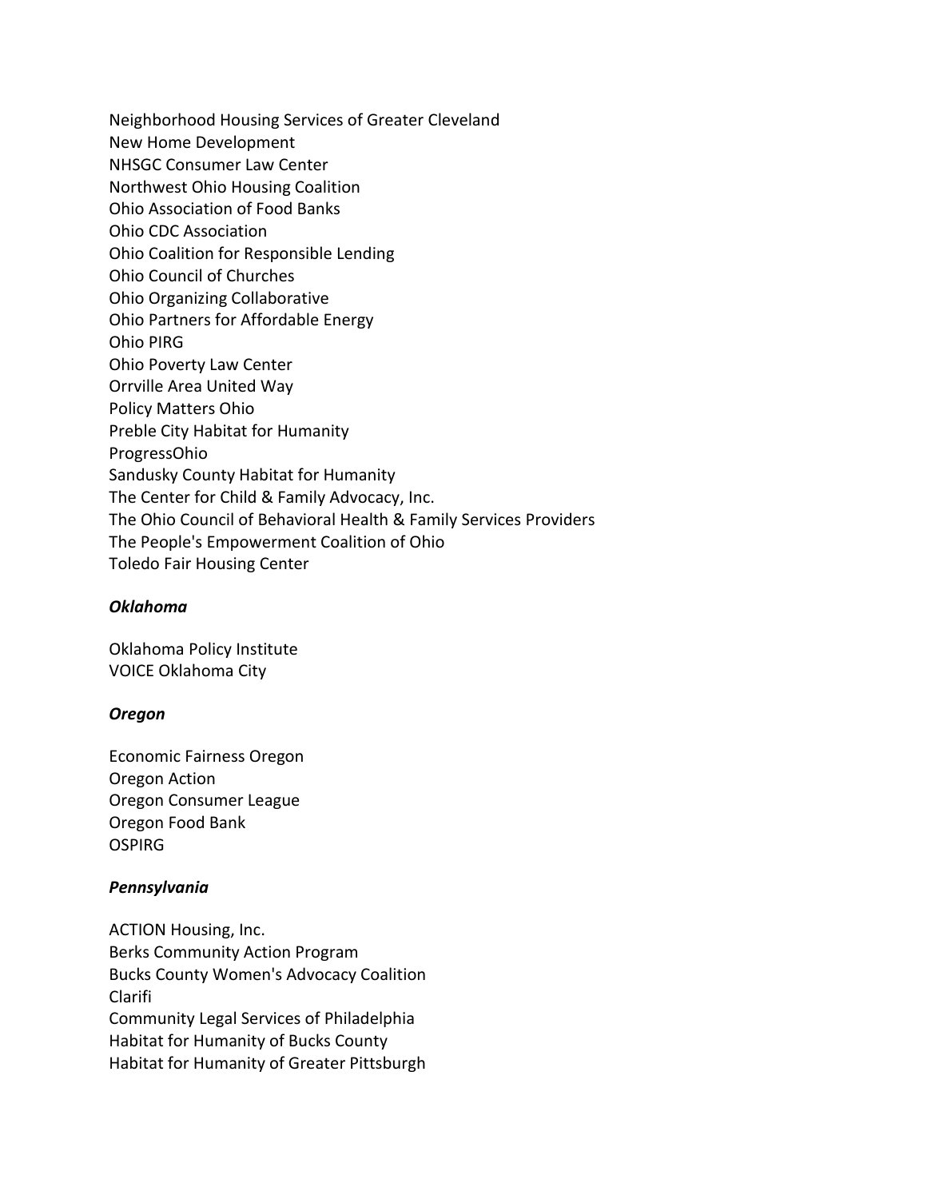Neighborhood Housing Services of Greater Cleveland
New Home Development
NHSGC Consumer Law Center
Northwest Ohio Housing Coalition
Ohio Association of Food Banks
Ohio CDC Association
Ohio Coalition for Responsible Lending
Ohio Council of Churches
Ohio Organizing Collaborative
Ohio Partners for Affordable Energy
Ohio PIRG
Ohio Poverty Law Center
Orrville Area United Way
Policy Matters Ohio
Preble City Habitat for Humanity
ProgressOhio
Sandusky County Habitat for Humanity
The Center for Child & Family Advocacy, Inc.
The Ohio Council of Behavioral Health & Family Services Providers
The People's Empowerment Coalition of Ohio
Toledo Fair Housing Center

***Oklahoma***

Oklahoma Policy Institute
VOICE Oklahoma City

***Oregon***

Economic Fairness Oregon
Oregon Action
Oregon Consumer League
Oregon Food Bank
OSPIRG

***Pennsylvania***

ACTION Housing, Inc.
Berks Community Action Program
Bucks County Women's Advocacy Coalition
Clarifi
Community Legal Services of Philadelphia
Habitat for Humanity of Bucks County
Habitat for Humanity of Greater Pittsburgh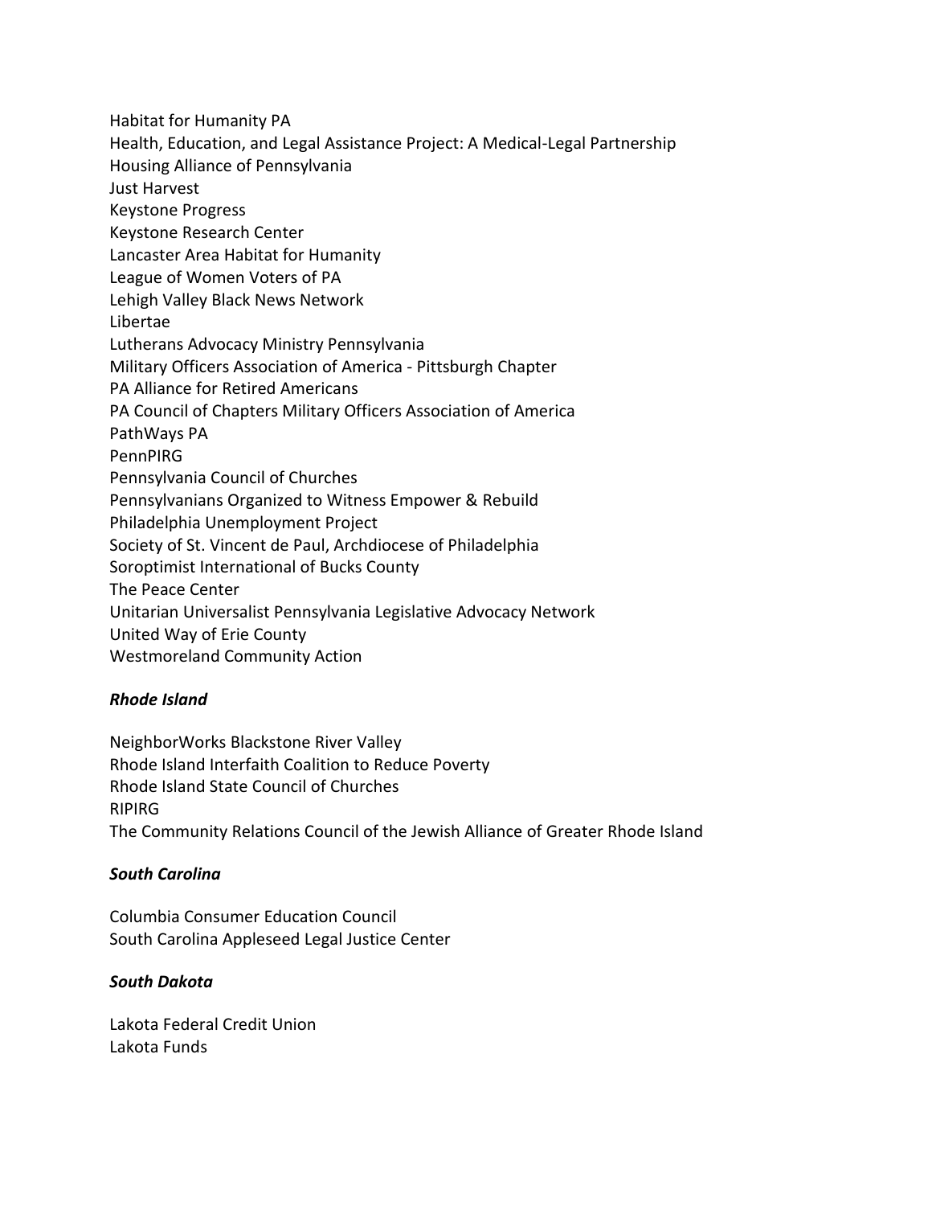Habitat for Humanity PA
Health, Education, and Legal Assistance Project: A Medical-Legal Partnership
Housing Alliance of Pennsylvania
Just Harvest
Keystone Progress
Keystone Research Center
Lancaster Area Habitat for Humanity
League of Women Voters of PA
Lehigh Valley Black News Network
Libertae
Lutherans Advocacy Ministry Pennsylvania
Military Officers Association of America - Pittsburgh Chapter
PA Alliance for Retired Americans
PA Council of Chapters Military Officers Association of America
PathWays PA
PennPIRG
Pennsylvania Council of Churches
Pennsylvanians Organized to Witness Empower & Rebuild
Philadelphia Unemployment Project
Society of St. Vincent de Paul, Archdiocese of Philadelphia
Soroptimist International of Bucks County
The Peace Center
Unitarian Universalist Pennsylvania Legislative Advocacy Network
United Way of Erie County
Westmoreland Community Action

***Rhode Island***

NeighborWorks Blackstone River Valley
Rhode Island Interfaith Coalition to Reduce Poverty
Rhode Island State Council of Churches
RIPIRG
The Community Relations Council of the Jewish Alliance of Greater Rhode Island

***South Carolina***

Columbia Consumer Education Council
South Carolina Appleseed Legal Justice Center

***South Dakota***

Lakota Federal Credit Union
Lakota Funds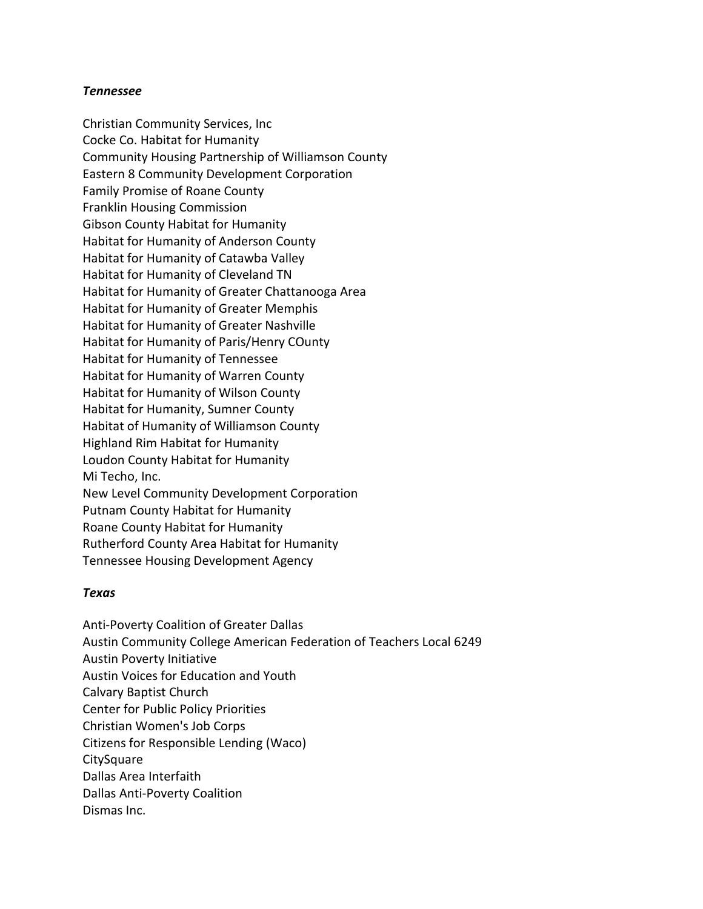*Tennessee*

Christian Community Services, Inc
Cocke Co. Habitat for Humanity
Community Housing Partnership of Williamson County
Eastern 8 Community Development Corporation
Family Promise of Roane County
Franklin Housing Commission
Gibson County Habitat for Humanity
Habitat for Humanity of Anderson County
Habitat for Humanity of Catawba Valley
Habitat for Humanity of Cleveland TN
Habitat for Humanity of Greater Chattanooga Area
Habitat for Humanity of Greater Memphis
Habitat for Humanity of Greater Nashville
Habitat for Humanity of Paris/Henry COunty
Habitat for Humanity of Tennessee
Habitat for Humanity of Warren County
Habitat for Humanity of Wilson County
Habitat for Humanity, Sumner County
Habitat of Humanity of Williamson County
Highland Rim Habitat for Humanity
Loudon County Habitat for Humanity
Mi Techo, Inc.
New Level Community Development Corporation
Putnam County Habitat for Humanity
Roane County Habitat for Humanity
Rutherford County Area Habitat for Humanity
Tennessee Housing Development Agency

*Texas*

Anti-Poverty Coalition of Greater Dallas
Austin Community College American Federation of Teachers Local 6249
Austin Poverty Initiative
Austin Voices for Education and Youth
Calvary Baptist Church
Center for Public Policy Priorities
Christian Women's Job Corps
Citizens for Responsible Lending (Waco)
CitySquare
Dallas Area Interfaith
Dallas Anti-Poverty Coalition
Dismas Inc.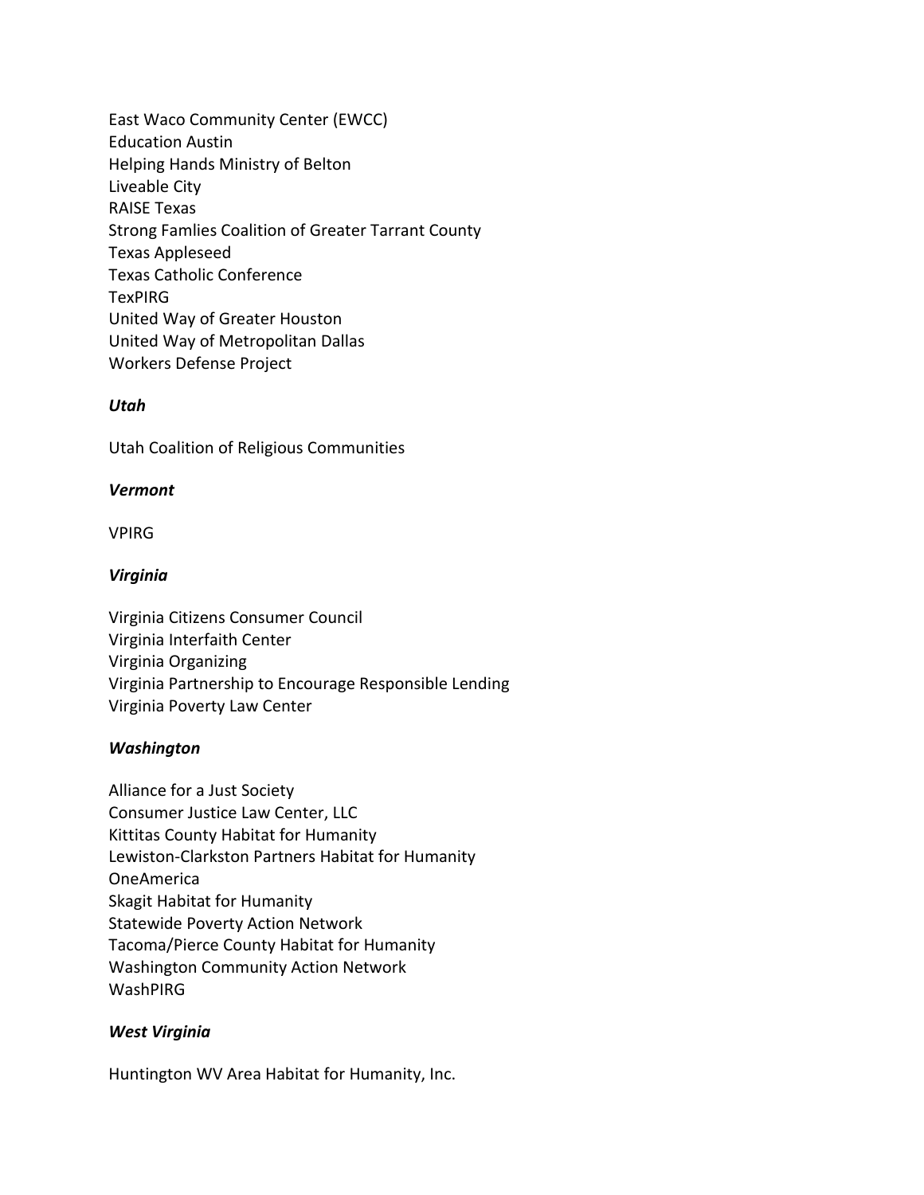East Waco Community Center (EWCC)
Education Austin
Helping Hands Ministry of Belton
Liveable City
RAISE Texas
Strong Famlies Coalition of Greater Tarrant County
Texas Appleseed
Texas Catholic Conference
TexPIRG
United Way of Greater Houston
United Way of Metropolitan Dallas
Workers Defense Project

***Utah***

Utah Coalition of Religious Communities

***Vermont***

VPIRG

***Virginia***

Virginia Citizens Consumer Council
Virginia Interfaith Center
Virginia Organizing
Virginia Partnership to Encourage Responsible Lending
Virginia Poverty Law Center

***Washington***

Alliance for a Just Society
Consumer Justice Law Center, LLC
Kittitas County Habitat for Humanity
Lewiston-Clarkston Partners Habitat for Humanity
OneAmerica
Skagit Habitat for Humanity
Statewide Poverty Action Network
Tacoma/Pierce County Habitat for Humanity
Washington Community Action Network
WashPIRG

***West Virginia***

Huntington WV Area Habitat for Humanity, Inc.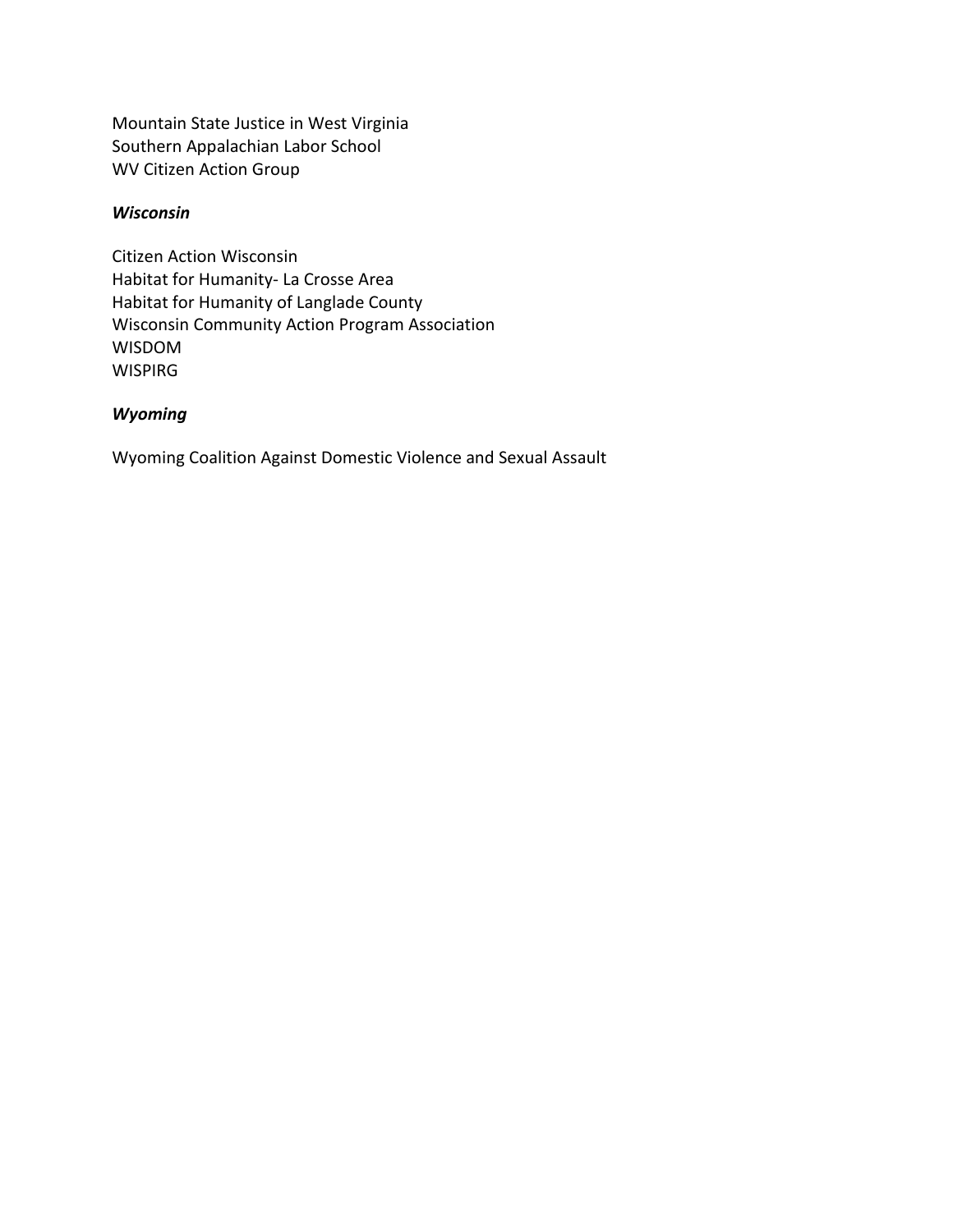Mountain State Justice in West Virginia
Southern Appalachian Labor School
WV Citizen Action Group

***Wisconsin***

Citizen Action Wisconsin
Habitat for Humanity- La Crosse Area
Habitat for Humanity of Langlade County
Wisconsin Community Action Program Association
WISDOM
WISPIRG

***Wyoming***

Wyoming Coalition Against Domestic Violence and Sexual Assault